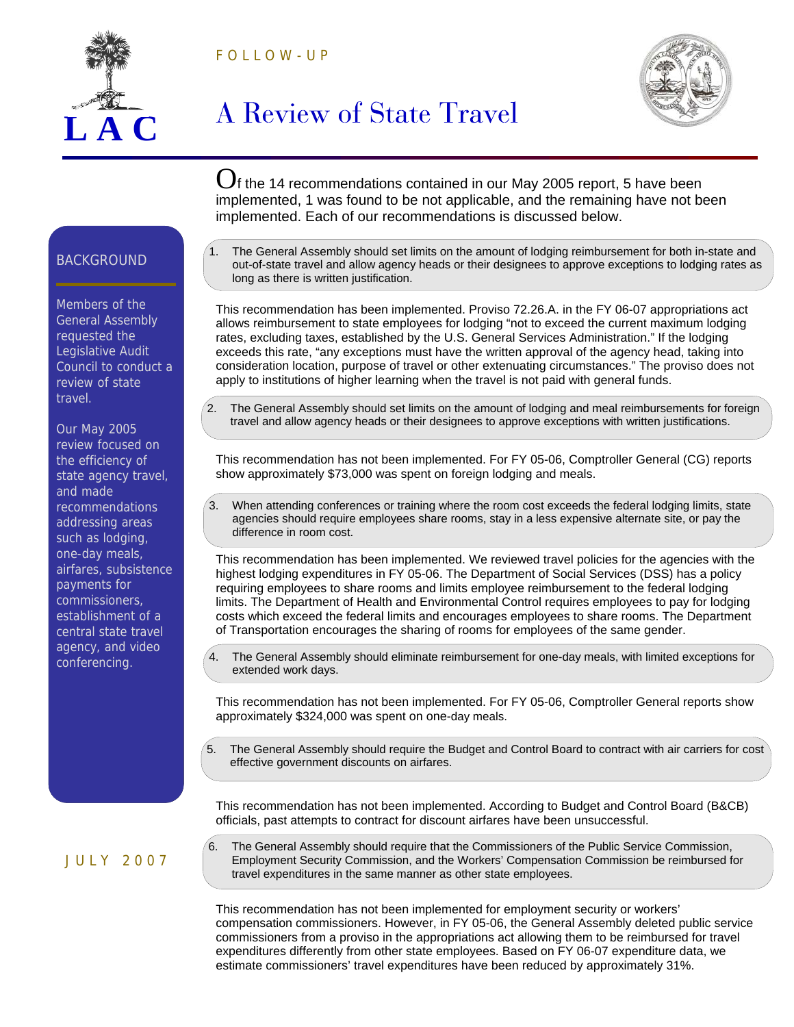LAC

FOLLOW-UP

# A Review of State Travel

Of the 14 recommendations contained in our May 2005 report, 5 have been implemented, 1 was found to be not applicable, and the remaining have not been implemented. Each of our recommendations is discussed below.

## BACKGROUND

Members of the General Assembly requested the Legislative Audit Council to conduct a review of state travel.

Our May 2005 review focused on the efficiency of state agency travel, and made recommendations addressing areas such as lodging, one-day meals, airfares, subsistence payments for commissioners, establishment of a central state travel agency, and video conferencing.

JULY 2007

1. The General Assembly should set limits on the amount of lodging reimbursement for both in-state and out-of-state travel and allow agency heads or their designees to approve exceptions to lodging rates as long as there is written justification.

This recommendation has been implemented. Proviso 72.26.A. in the FY 06-07 appropriations act allows reimbursement to state employees for lodging "not to exceed the current maximum lodging rates, excluding taxes, established by the U.S. General Services Administration." If the lodging exceeds this rate, "any exceptions must have the written approval of the agency head, taking into consideration location, purpose of travel or other extenuating circumstances." The proviso does not apply to institutions of higher learning when the travel is not paid with general funds.

2. The General Assembly should set limits on the amount of lodging and meal reimbursements for foreign travel and allow agency heads or their designees to approve exceptions with written justifications.

This recommendation has not been implemented. For FY 05-06, Comptroller General (CG) reports show approximately $73,000 was spent on foreign lodging and meals.

3. When attending conferences or training where the room cost exceeds the federal lodging limits, state agencies should require employees share rooms, stay in a less expensive alternate site, or pay the difference in room cost.

This recommendation has been implemented. We reviewed travel policies for the agencies with the highest lodging expenditures in FY 05-06. The Department of Social Services (DSS) has a policy requiring employees to share rooms and limits employee reimbursement to the federal lodging limits. The Department of Health and Environmental Control requires employees to pay for lodging costs which exceed the federal limits and encourages employees to share rooms. The Department of Transportation encourages the sharing of rooms for employees of the same gender.

4. The General Assembly should eliminate reimbursement for one-day meals, with limited exceptions for extended work days.

This recommendation has not been implemented. For FY 05-06, Comptroller General reports show approximately $324,000 was spent on one-day meals.

5. The General Assembly should require the Budget and Control Board to contract with air carriers for cost effective government discounts on airfares.

This recommendation has not been implemented. According to Budget and Control Board (B&CB) officials, past attempts to contract for discount airfares have been unsuccessful.

6. The General Assembly should require that the Commissioners of the Public Service Commission, Employment Security Commission, and the Workers' Compensation Commission be reimbursed for travel expenditures in the same manner as other state employees.

This recommendation has not been implemented for employment security or workers' compensation commissioners. However, in FY 05-06, the General Assembly deleted public service commissioners from a proviso in the appropriations act allowing them to be reimbursed for travel expenditures differently from other state employees. Based on FY 06-07 expenditure data, we estimate commissioners' travel expenditures have been reduced by approximately 31%.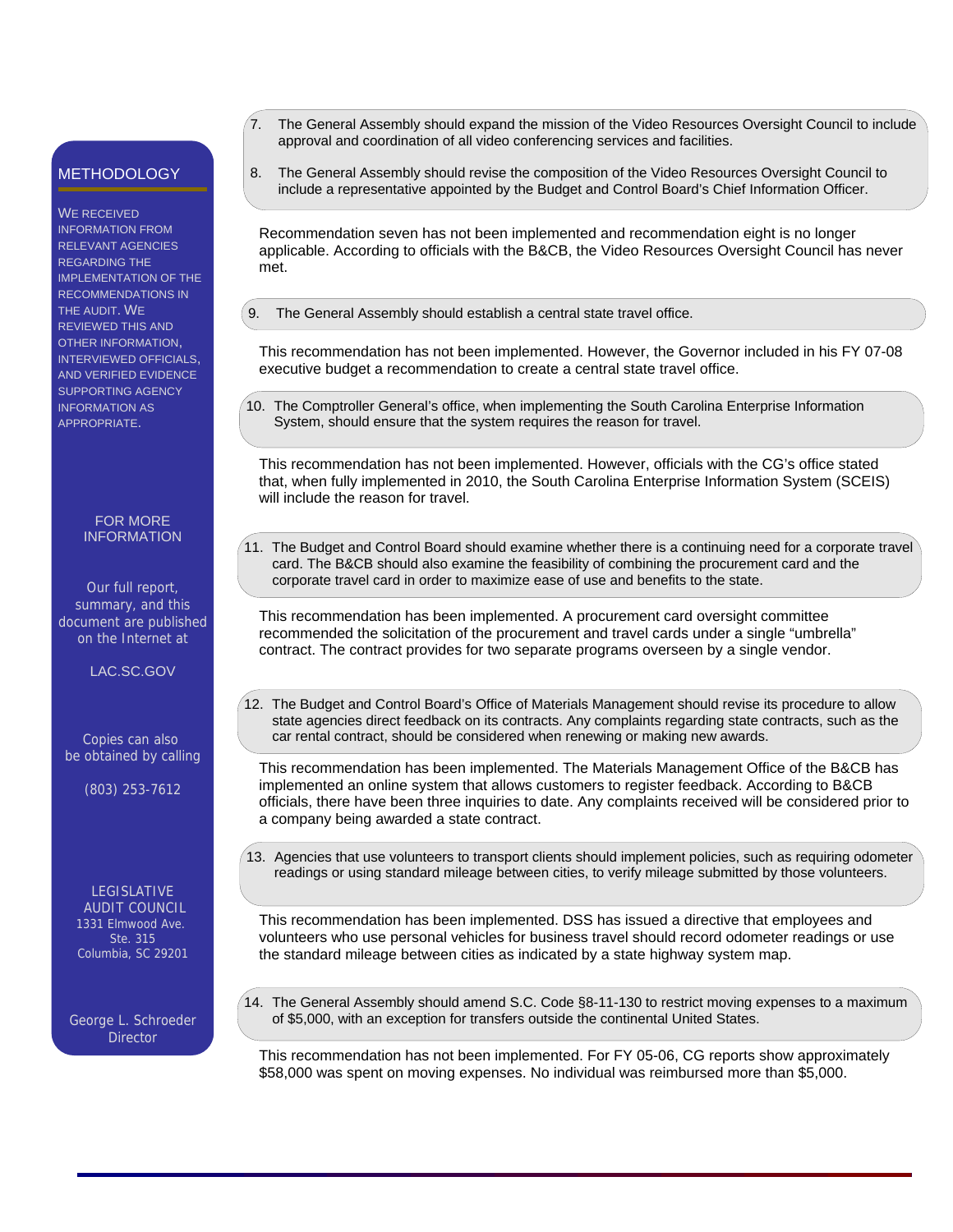7. The General Assembly should expand the mission of the Video Resources Oversight Council to include approval and coordination of all video conferencing services and facilities.

8. The General Assembly should revise the composition of the Video Resources Oversight Council to include a representative appointed by the Budget and Control Board's Chief Information Officer.

Recommendation seven has not been implemented and recommendation eight is no longer applicable. According to officials with the B&CB, the Video Resources Oversight Council has never met.

9. The General Assembly should establish a central state travel office.

This recommendation has not been implemented. However, the Governor included in his FY 07-08 executive budget a recommendation to create a central state travel office.

10. The Comptroller General's office, when implementing the South Carolina Enterprise Information System, should ensure that the system requires the reason for travel.

This recommendation has not been implemented. However, officials with the CG's office stated that, when fully implemented in 2010, the South Carolina Enterprise Information System (SCEIS) will include the reason for travel.

11. The Budget and Control Board should examine whether there is a continuing need for a corporate travel card. The B&CB should also examine the feasibility of combining the procurement card and the corporate travel card in order to maximize ease of use and benefits to the state.

This recommendation has been implemented. A procurement card oversight committee recommended the solicitation of the procurement and travel cards under a single "umbrella" contract. The contract provides for two separate programs overseen by a single vendor.

12. The Budget and Control Board's Office of Materials Management should revise its procedure to allow state agencies direct feedback on its contracts. Any complaints regarding state contracts, such as the car rental contract, should be considered when renewing or making new awards.

This recommendation has been implemented. The Materials Management Office of the B&CB has implemented an online system that allows customers to register feedback. According to B&CB officials, there have been three inquiries to date. Any complaints received will be considered prior to a company being awarded a state contract.

13. Agencies that use volunteers to transport clients should implement policies, such as requiring odometer readings or using standard mileage between cities, to verify mileage submitted by those volunteers.

This recommendation has been implemented. DSS has issued a directive that employees and volunteers who use personal vehicles for business travel should record odometer readings or use the standard mileage between cities as indicated by a state highway system map.

14. The General Assembly should amend S.C. Code §8-11-130 to restrict moving expenses to a maximum of $5,000, with an exception for transfers outside the continental United States.

This recommendation has not been implemented. For FY 05-06, CG reports show approximately $58,000 was spent on moving expenses. No individual was reimbursed more than $5,000.

## METHODOLOGY

We received information from relevant agencies regarding the implementation of the recommendations in the audit. We reviewed this and other information, interviewed officials, and verified evidence supporting agency information as appropriate.

### FOR MORE INFORMATION

Our full report, summary, and this document are published on the Internet at

LAC.SC.GOV

Copies can also be obtained by calling

(803) 253-7612

LEGISLATIVE AUDIT COUNCIL
1331 Elmwood Ave.
Ste. 315
Columbia, SC 29201

George L. Schroeder
Director